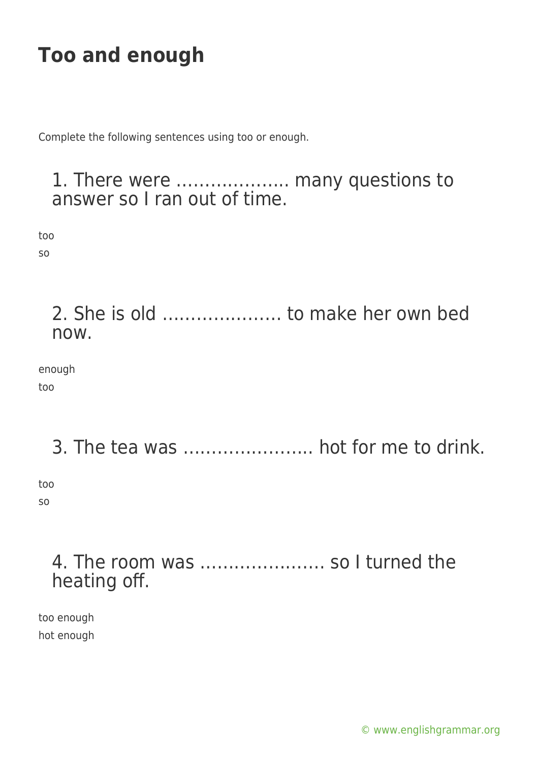# Too and enough

Complete the following sentences using too or enough.

### 1. There were ……………….. many questions to answer so I ran out of time.

too

so

### 2. She is old ………………… to make her own bed now.

enough

too

### 3. The tea was ………………….. hot for me to drink.

too

so

### 4. The room was …………………. so I turned the heating off.

too enough

hot enough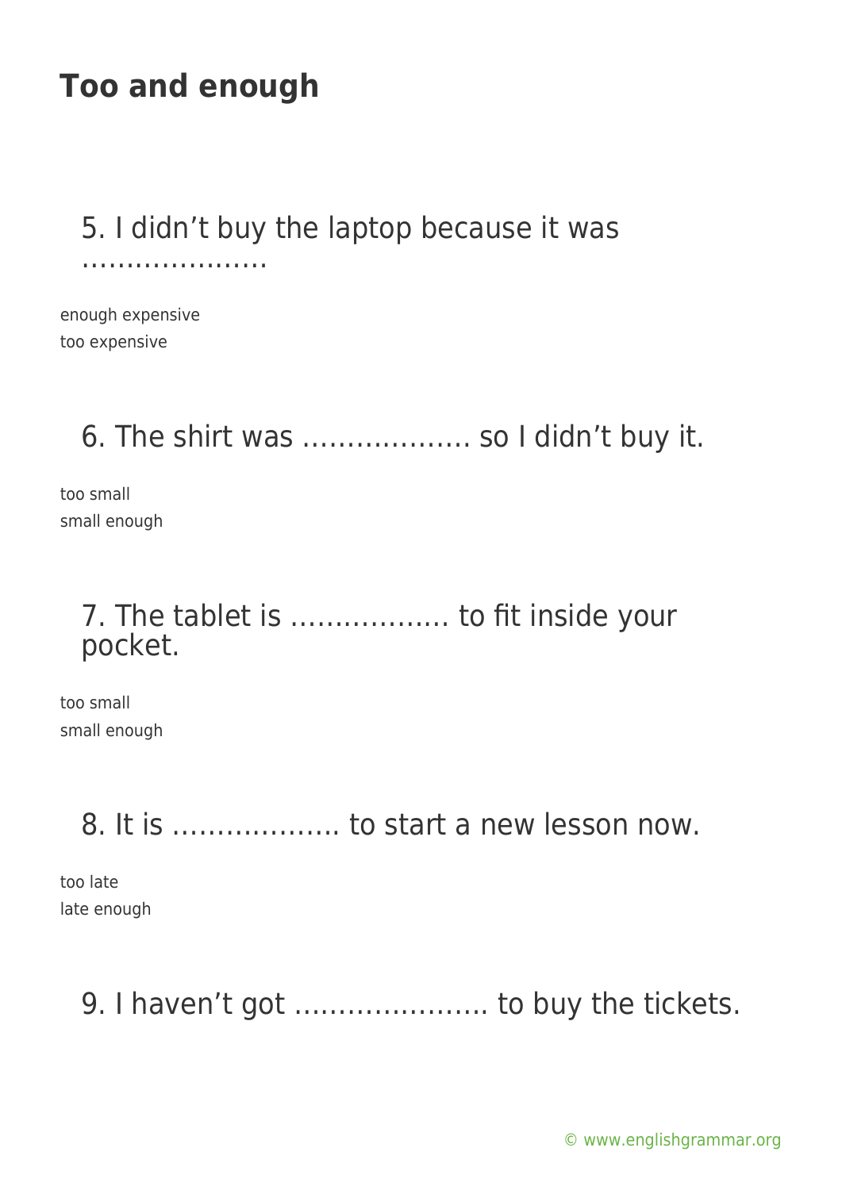# Too and enough

## 5. I didn't buy the laptop because it was …………………

enough expensive
too expensive

## 6. The shirt was ………………. so I didn't buy it.

too small
small enough

## 7. The tablet is ……………… to fit inside your pocket.

too small
small enough

## 8. It is ………………. to start a new lesson now.

too late
late enough

## 9. I haven't got …………………. to buy the tickets.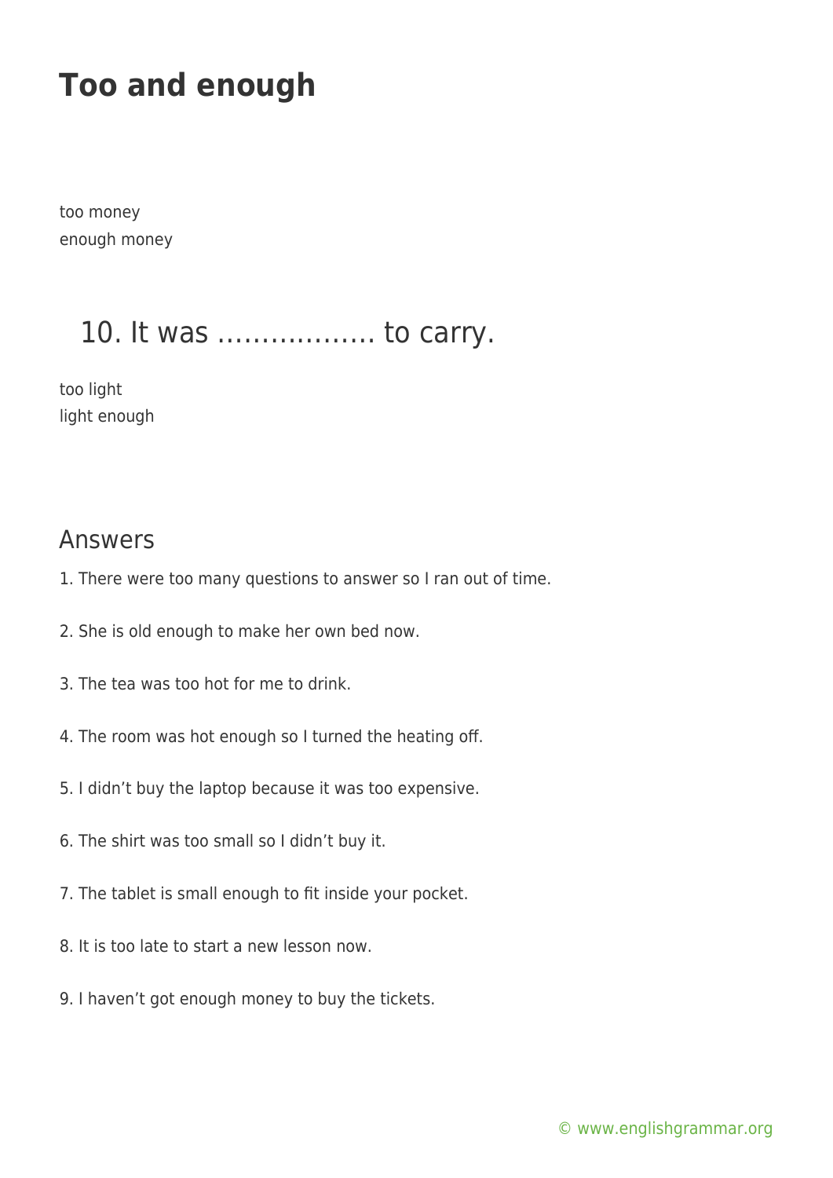# Too and enough

too money
enough money

## 10. It was ……………… to carry.

too light
light enough

## Answers

1. There were too many questions to answer so I ran out of time.

2. She is old enough to make her own bed now.

3. The tea was too hot for me to drink.

4. The room was hot enough so I turned the heating off.

5. I didn't buy the laptop because it was too expensive.

6. The shirt was too small so I didn't buy it.

7. The tablet is small enough to fit inside your pocket.

8. It is too late to start a new lesson now.

9. I haven't got enough money to buy the tickets.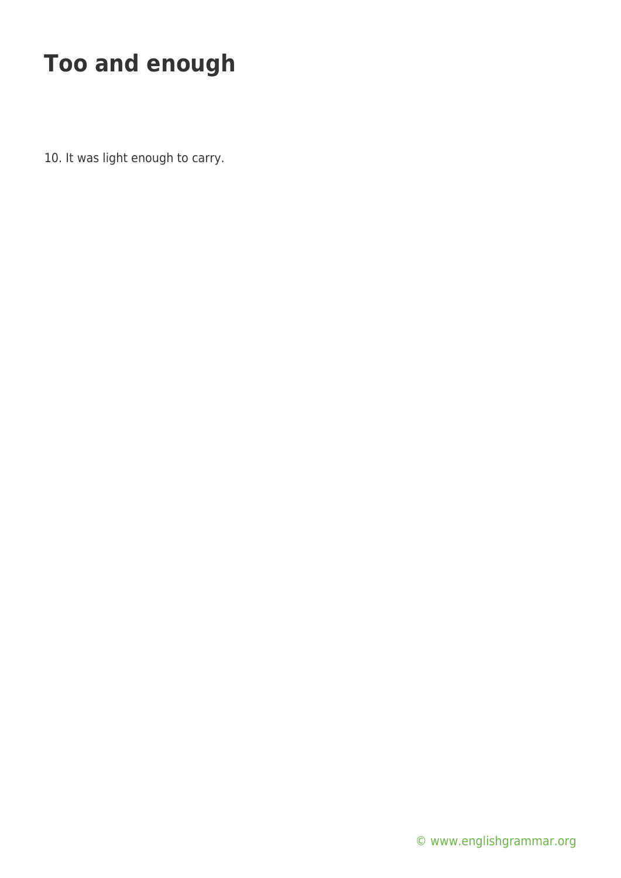# Too and enough

10. It was light enough to carry.